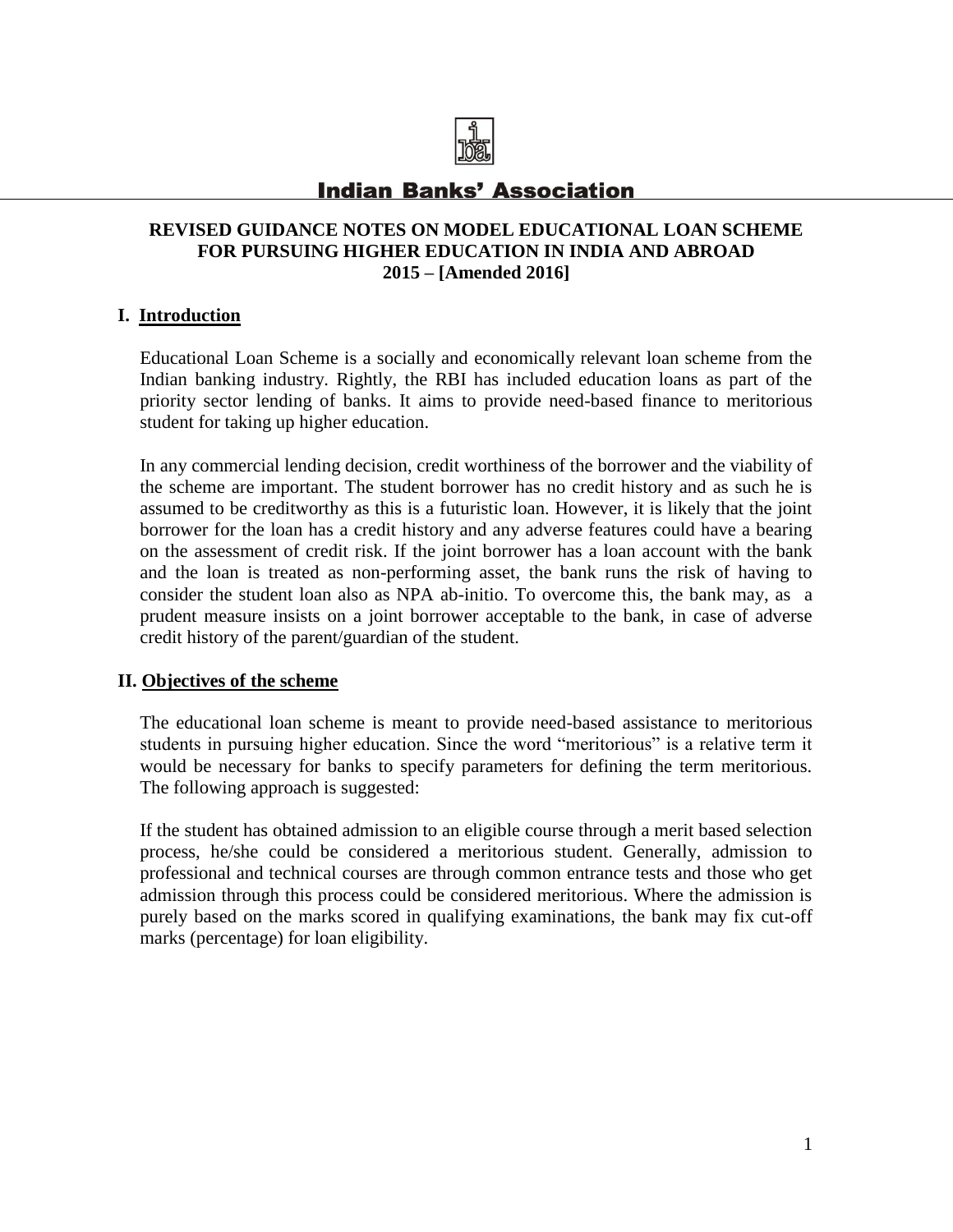# Indian Banks' Association

## REVISED GUIDANCE NOTES ON MODEL EDUCATIONAL LOAN SCHEME FOR PURSUING HIGHER EDUCATION IN INDIA AND ABROAD 2015 – [Amended 2016]

### I. Introduction

Educational Loan Scheme is a socially and economically relevant loan scheme from the Indian banking industry. Rightly, the RBI has included education loans as part of the priority sector lending of banks. It aims to provide need-based finance to meritorious student for taking up higher education.

In any commercial lending decision, credit worthiness of the borrower and the viability of the scheme are important. The student borrower has no credit history and as such he is assumed to be creditworthy as this is a futuristic loan. However, it is likely that the joint borrower for the loan has a credit history and any adverse features could have a bearing on the assessment of credit risk. If the joint borrower has a loan account with the bank and the loan is treated as non-performing asset, the bank runs the risk of having to consider the student loan also as NPA ab-initio. To overcome this, the bank may, as a prudent measure insists on a joint borrower acceptable to the bank, in case of adverse credit history of the parent/guardian of the student.

### II. Objectives of the scheme

The educational loan scheme is meant to provide need-based assistance to meritorious students in pursuing higher education. Since the word "meritorious" is a relative term it would be necessary for banks to specify parameters for defining the term meritorious. The following approach is suggested:

If the student has obtained admission to an eligible course through a merit based selection process, he/she could be considered a meritorious student. Generally, admission to professional and technical courses are through common entrance tests and those who get admission through this process could be considered meritorious. Where the admission is purely based on the marks scored in qualifying examinations, the bank may fix cut-off marks (percentage) for loan eligibility.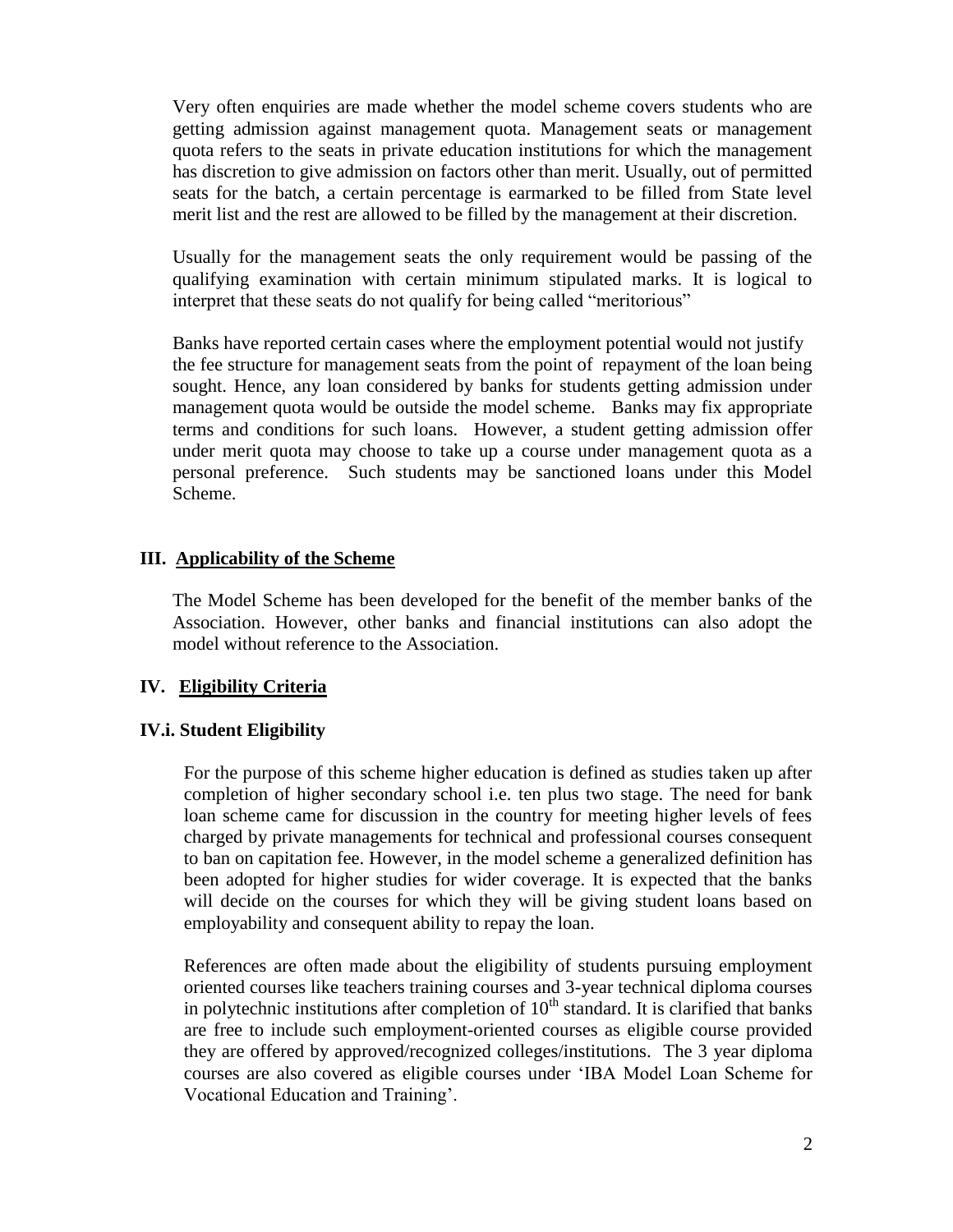Very often enquiries are made whether the model scheme covers students who are getting admission against management quota. Management seats or management quota refers to the seats in private education institutions for which the management has discretion to give admission on factors other than merit. Usually, out of permitted seats for the batch, a certain percentage is earmarked to be filled from State level merit list and the rest are allowed to be filled by the management at their discretion.

Usually for the management seats the only requirement would be passing of the qualifying examination with certain minimum stipulated marks. It is logical to interpret that these seats do not qualify for being called "meritorious"

Banks have reported certain cases where the employment potential would not justify the fee structure for management seats from the point of repayment of the loan being sought. Hence, any loan considered by banks for students getting admission under management quota would be outside the model scheme. Banks may fix appropriate terms and conditions for such loans. However, a student getting admission offer under merit quota may choose to take up a course under management quota as a personal preference. Such students may be sanctioned loans under this Model Scheme.

## III. Applicability of the Scheme

The Model Scheme has been developed for the benefit of the member banks of the Association. However, other banks and financial institutions can also adopt the model without reference to the Association.

## IV. Eligibility Criteria

### IV.i. Student Eligibility

For the purpose of this scheme higher education is defined as studies taken up after completion of higher secondary school i.e. ten plus two stage. The need for bank loan scheme came for discussion in the country for meeting higher levels of fees charged by private managements for technical and professional courses consequent to ban on capitation fee. However, in the model scheme a generalized definition has been adopted for higher studies for wider coverage. It is expected that the banks will decide on the courses for which they will be giving student loans based on employability and consequent ability to repay the loan.

References are often made about the eligibility of students pursuing employment oriented courses like teachers training courses and 3-year technical diploma courses in polytechnic institutions after completion of 10th standard. It is clarified that banks are free to include such employment-oriented courses as eligible course provided they are offered by approved/recognized colleges/institutions. The 3 year diploma courses are also covered as eligible courses under 'IBA Model Loan Scheme for Vocational Education and Training'.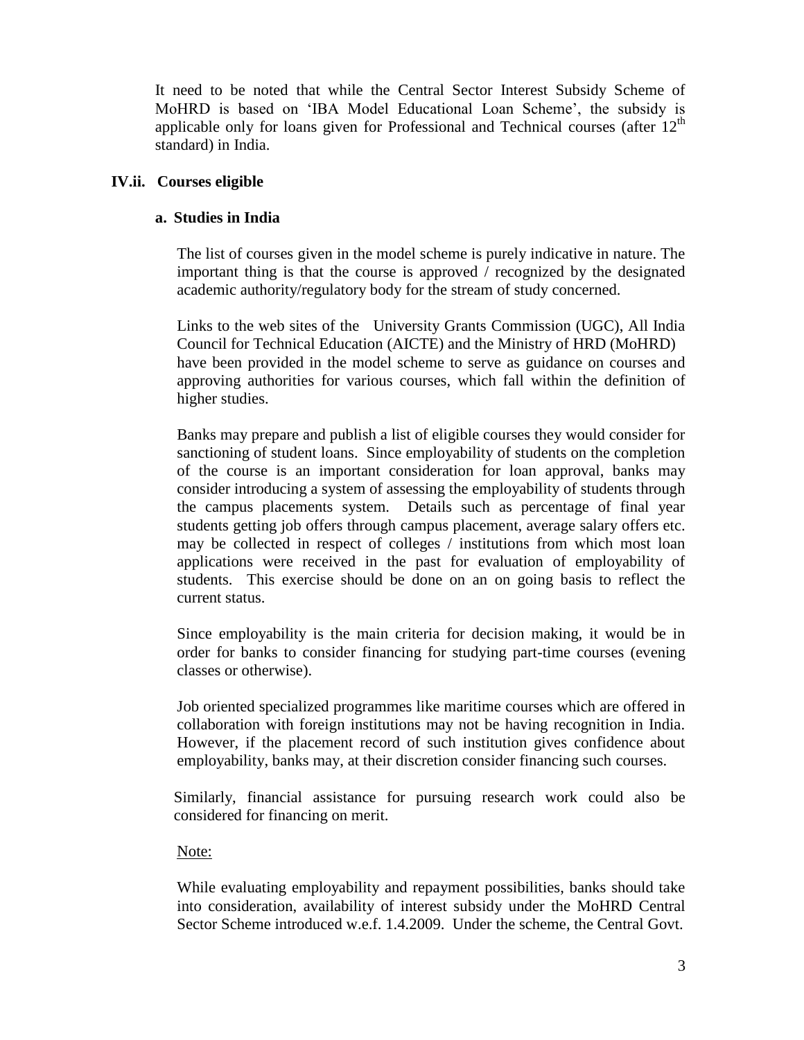It need to be noted that while the Central Sector Interest Subsidy Scheme of MoHRD is based on 'IBA Model Educational Loan Scheme', the subsidy is applicable only for loans given for Professional and Technical courses (after $12^{th}$ standard) in India.

### IV.ii. Courses eligible

#### a. Studies in India

The list of courses given in the model scheme is purely indicative in nature. The important thing is that the course is approved / recognized by the designated academic authority/regulatory body for the stream of study concerned.

Links to the web sites of the University Grants Commission (UGC), All India Council for Technical Education (AICTE) and the Ministry of HRD (MoHRD) have been provided in the model scheme to serve as guidance on courses and approving authorities for various courses, which fall within the definition of higher studies.

Banks may prepare and publish a list of eligible courses they would consider for sanctioning of student loans. Since employability of students on the completion of the course is an important consideration for loan approval, banks may consider introducing a system of assessing the employability of students through the campus placements system. Details such as percentage of final year students getting job offers through campus placement, average salary offers etc. may be collected in respect of colleges / institutions from which most loan applications were received in the past for evaluation of employability of students. This exercise should be done on an on going basis to reflect the current status.

Since employability is the main criteria for decision making, it would be in order for banks to consider financing for studying part-time courses (evening classes or otherwise).

Job oriented specialized programmes like maritime courses which are offered in collaboration with foreign institutions may not be having recognition in India. However, if the placement record of such institution gives confidence about employability, banks may, at their discretion consider financing such courses.

Similarly, financial assistance for pursuing research work could also be considered for financing on merit.

Note:

While evaluating employability and repayment possibilities, banks should take into consideration, availability of interest subsidy under the MoHRD Central Sector Scheme introduced w.e.f. 1.4.2009. Under the scheme, the Central Govt.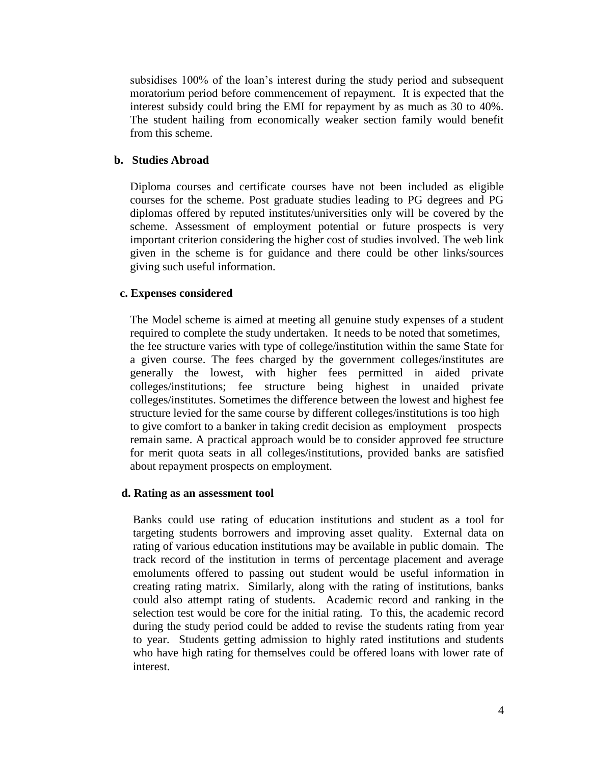subsidises 100% of the loan's interest during the study period and subsequent moratorium period before commencement of repayment. It is expected that the interest subsidy could bring the EMI for repayment by as much as 30 to 40%. The student hailing from economically weaker section family would benefit from this scheme.

**b. Studies Abroad**

Diploma courses and certificate courses have not been included as eligible courses for the scheme. Post graduate studies leading to PG degrees and PG diplomas offered by reputed institutes/universities only will be covered by the scheme. Assessment of employment potential or future prospects is very important criterion considering the higher cost of studies involved. The web link given in the scheme is for guidance and there could be other links/sources giving such useful information.

**c. Expenses considered**

The Model scheme is aimed at meeting all genuine study expenses of a student required to complete the study undertaken. It needs to be noted that sometimes, the fee structure varies with type of college/institution within the same State for a given course. The fees charged by the government colleges/institutes are generally the lowest, with higher fees permitted in aided private colleges/institutions; fee structure being highest in unaided private colleges/institutes. Sometimes the difference between the lowest and highest fee structure levied for the same course by different colleges/institutions is too high to give comfort to a banker in taking credit decision as employment prospects remain same. A practical approach would be to consider approved fee structure for merit quota seats in all colleges/institutions, provided banks are satisfied about repayment prospects on employment.

**d. Rating as an assessment tool**

Banks could use rating of education institutions and student as a tool for targeting students borrowers and improving asset quality. External data on rating of various education institutions may be available in public domain. The track record of the institution in terms of percentage placement and average emoluments offered to passing out student would be useful information in creating rating matrix. Similarly, along with the rating of institutions, banks could also attempt rating of students. Academic record and ranking in the selection test would be core for the initial rating. To this, the academic record during the study period could be added to revise the students rating from year to year. Students getting admission to highly rated institutions and students who have high rating for themselves could be offered loans with lower rate of interest.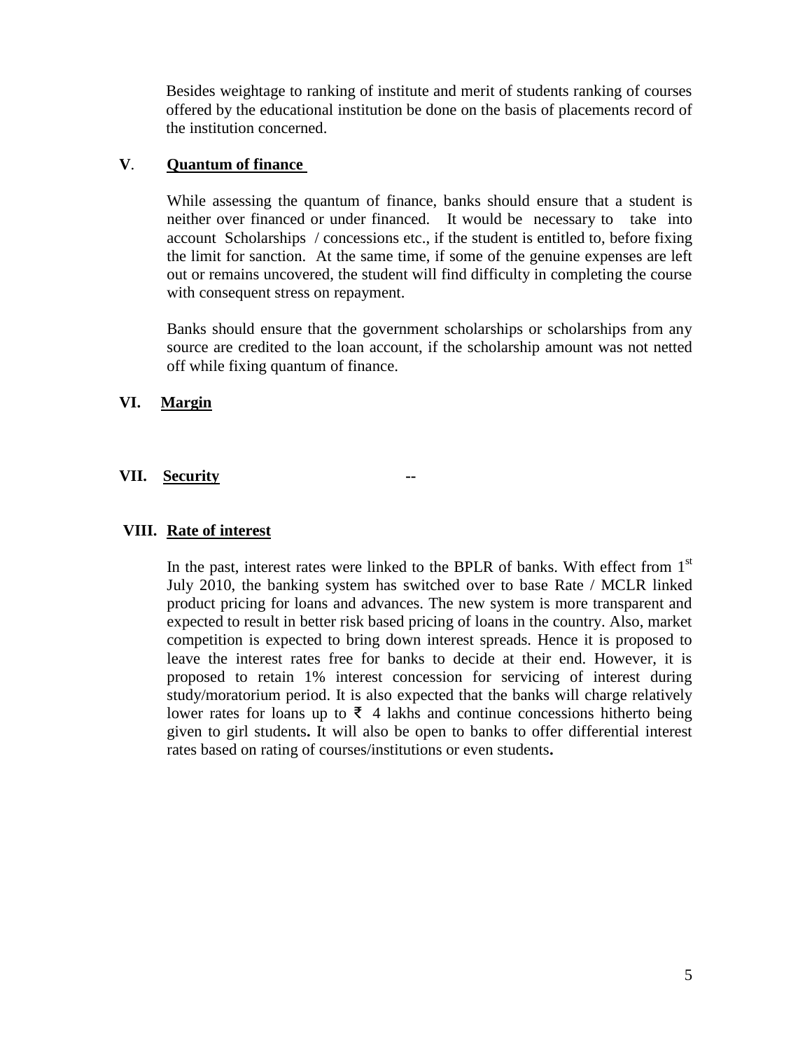Besides weightage to ranking of institute and merit of students ranking of courses offered by the educational institution be done on the basis of placements record of the institution concerned.

**V**. **Quantum of finance**

While assessing the quantum of finance, banks should ensure that a student is neither over financed or under financed. It would be necessary to take into account Scholarships / concessions etc., if the student is entitled to, before fixing the limit for sanction. At the same time, if some of the genuine expenses are left out or remains uncovered, the student will find difficulty in completing the course with consequent stress on repayment.

Banks should ensure that the government scholarships or scholarships from any source are credited to the loan account, if the scholarship amount was not netted off while fixing quantum of finance.

**VI. Margin**

**VII. Security** --

**VIII. Rate of interest**

In the past, interest rates were linked to the BPLR of banks. With effect from 1st July 2010, the banking system has switched over to base Rate / MCLR linked product pricing for loans and advances. The new system is more transparent and expected to result in better risk based pricing of loans in the country. Also, market competition is expected to bring down interest spreads. Hence it is proposed to leave the interest rates free for banks to decide at their end. However, it is proposed to retain 1% interest concession for servicing of interest during study/moratorium period. It is also expected that the banks will charge relatively lower rates for loans up to ₹ 4 lakhs and continue concessions hitherto being given to girl students**.** It will also be open to banks to offer differential interest rates based on rating of courses/institutions or even students**.**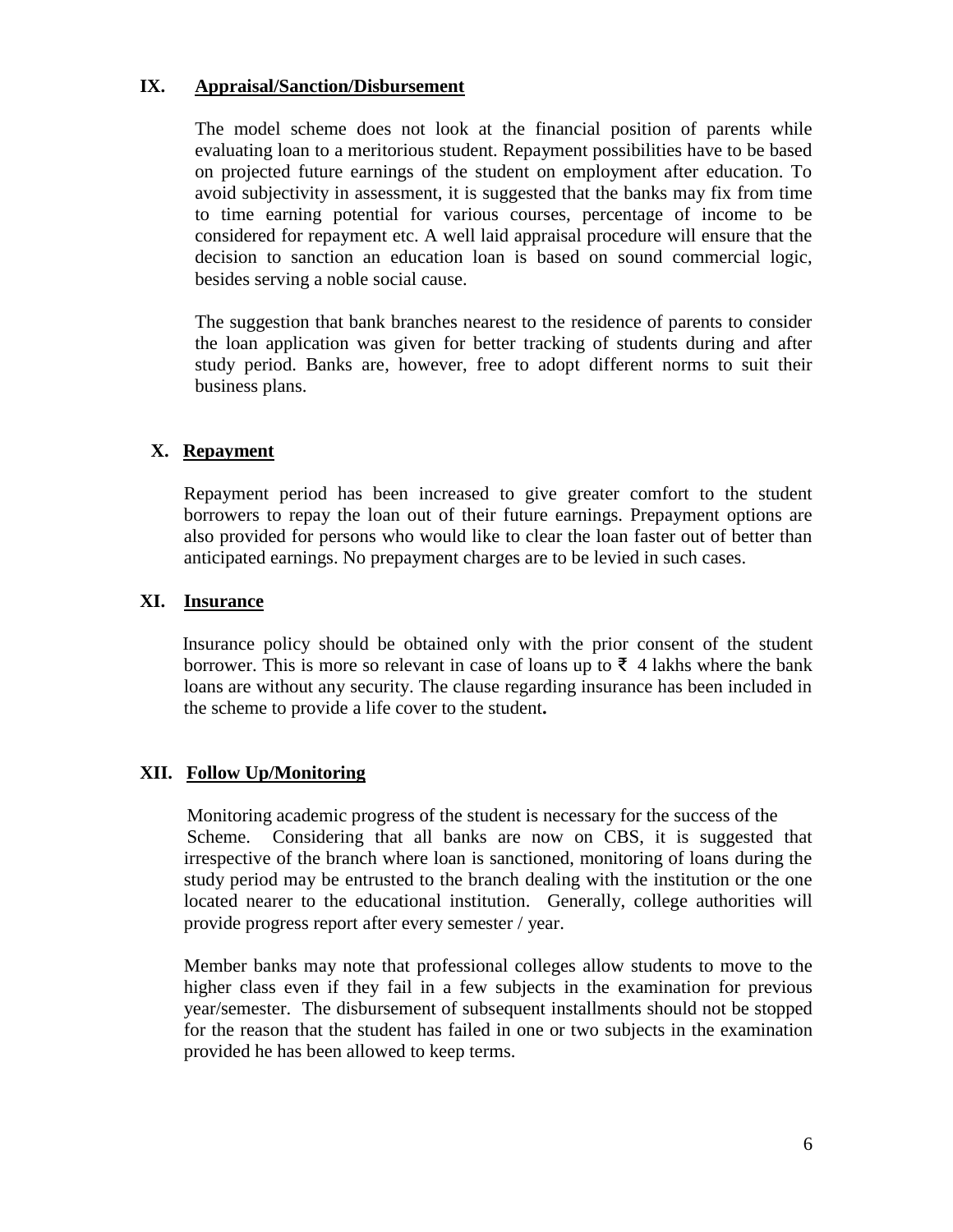## IX. Appraisal/Sanction/Disbursement

The model scheme does not look at the financial position of parents while evaluating loan to a meritorious student. Repayment possibilities have to be based on projected future earnings of the student on employment after education. To avoid subjectivity in assessment, it is suggested that the banks may fix from time to time earning potential for various courses, percentage of income to be considered for repayment etc. A well laid appraisal procedure will ensure that the decision to sanction an education loan is based on sound commercial logic, besides serving a noble social cause.

The suggestion that bank branches nearest to the residence of parents to consider the loan application was given for better tracking of students during and after study period. Banks are, however, free to adopt different norms to suit their business plans.

## X. Repayment

Repayment period has been increased to give greater comfort to the student borrowers to repay the loan out of their future earnings. Prepayment options are also provided for persons who would like to clear the loan faster out of better than anticipated earnings. No prepayment charges are to be levied in such cases.

## XI. Insurance

Insurance policy should be obtained only with the prior consent of the student borrower. This is more so relevant in case of loans up to ₹ 4 lakhs where the bank loans are without any security. The clause regarding insurance has been included in the scheme to provide a life cover to the student**.**

## XII. Follow Up/Monitoring

Monitoring academic progress of the student is necessary for the success of the Scheme. Considering that all banks are now on CBS, it is suggested that irrespective of the branch where loan is sanctioned, monitoring of loans during the study period may be entrusted to the branch dealing with the institution or the one located nearer to the educational institution. Generally, college authorities will provide progress report after every semester / year.

Member banks may note that professional colleges allow students to move to the higher class even if they fail in a few subjects in the examination for previous year/semester. The disbursement of subsequent installments should not be stopped for the reason that the student has failed in one or two subjects in the examination provided he has been allowed to keep terms.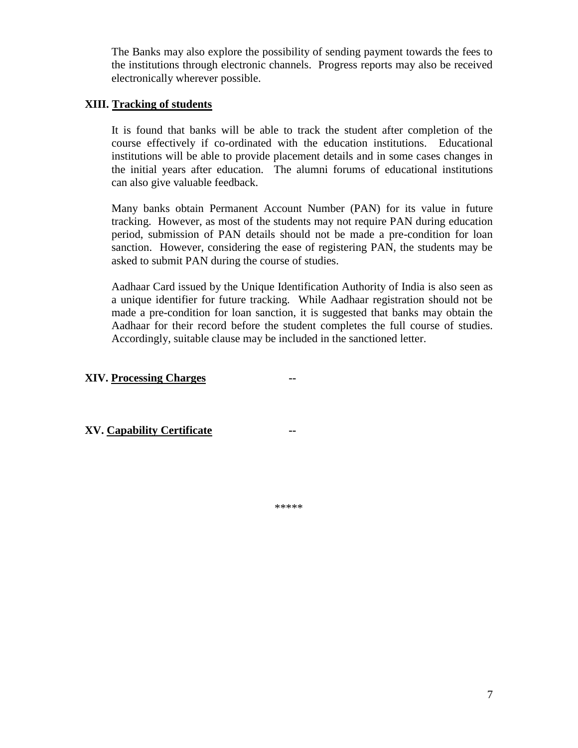The Banks may also explore the possibility of sending payment towards the fees to the institutions through electronic channels. Progress reports may also be received electronically wherever possible.

**XIII. Tracking of students**

It is found that banks will be able to track the student after completion of the course effectively if co-ordinated with the education institutions. Educational institutions will be able to provide placement details and in some cases changes in the initial years after education. The alumni forums of educational institutions can also give valuable feedback.

Many banks obtain Permanent Account Number (PAN) for its value in future tracking. However, as most of the students may not require PAN during education period, submission of PAN details should not be made a pre-condition for loan sanction. However, considering the ease of registering PAN, the students may be asked to submit PAN during the course of studies.

Aadhaar Card issued by the Unique Identification Authority of India is also seen as a unique identifier for future tracking. While Aadhaar registration should not be made a pre-condition for loan sanction, it is suggested that banks may obtain the Aadhaar for their record before the student completes the full course of studies. Accordingly, suitable clause may be included in the sanctioned letter.

**XIV. Processing Charges** --

**XV. Capability Certificate** --

*****